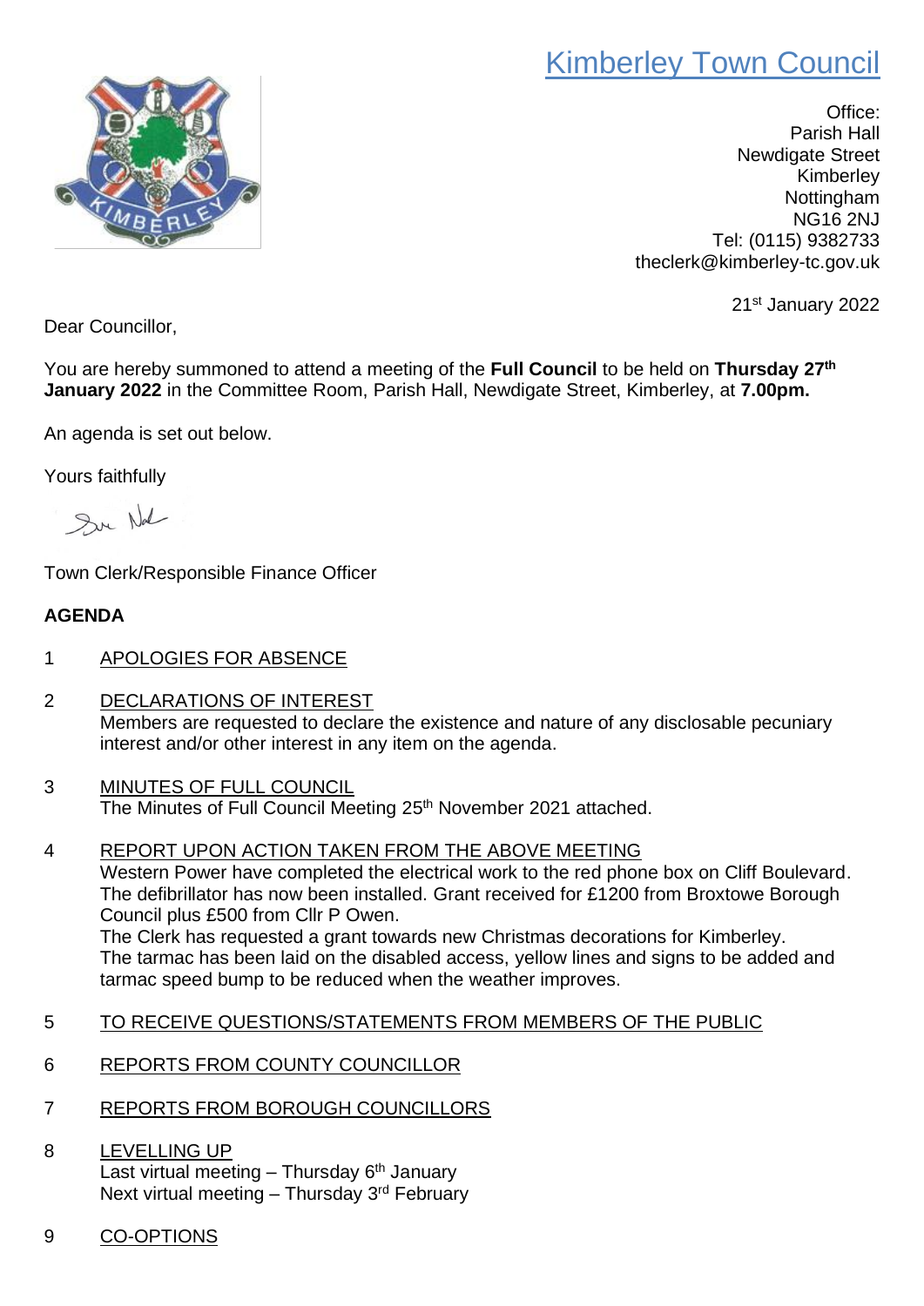# Kimberley Town Council

Office:
Parish Hall
Newdigate Street
Kimberley
Nottingham
NG16 2NJ
Tel: (0115) 9382733
theclerk@kimberley-tc.gov.uk

21st January 2022

Dear Councillor,

You are hereby summoned to attend a meeting of the **Full Council** to be held on **Thursday 27th January 2022** in the Committee Room, Parish Hall, Newdigate Street, Kimberley, at **7.00pm.**

An agenda is set out below.

Yours faithfully

Town Clerk/Responsible Finance Officer

## AGENDA

1 APOLOGIES FOR ABSENCE

2 DECLARATIONS OF INTEREST
Members are requested to declare the existence and nature of any disclosable pecuniary interest and/or other interest in any item on the agenda.

3 MINUTES OF FULL COUNCIL
The Minutes of Full Council Meeting 25th November 2021 attached.

4 REPORT UPON ACTION TAKEN FROM THE ABOVE MEETING
Western Power have completed the electrical work to the red phone box on Cliff Boulevard. The defibrillator has now been installed. Grant received for £1200 from Broxtowe Borough Council plus £500 from Cllr P Owen.
The Clerk has requested a grant towards new Christmas decorations for Kimberley.
The tarmac has been laid on the disabled access, yellow lines and signs to be added and tarmac speed bump to be reduced when the weather improves.

5 TO RECEIVE QUESTIONS/STATEMENTS FROM MEMBERS OF THE PUBLIC

6 REPORTS FROM COUNTY COUNCILLOR

7 REPORTS FROM BOROUGH COUNCILLORS

8 LEVELLING UP
Last virtual meeting – Thursday 6th January
Next virtual meeting – Thursday 3rd February

9 CO-OPTIONS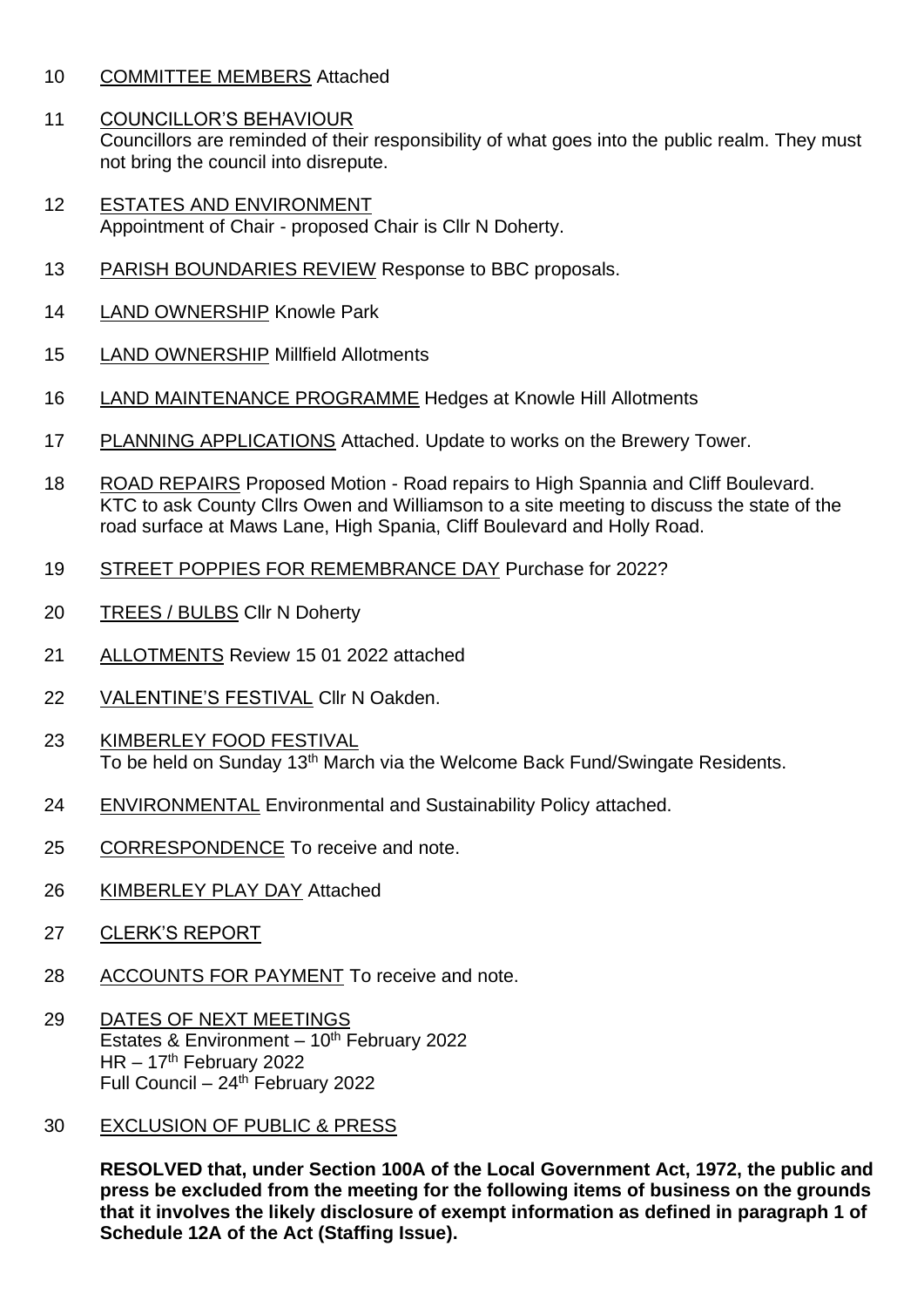10 COMMITTEE MEMBERS Attached

11 COUNCILLOR'S BEHAVIOUR
Councillors are reminded of their responsibility of what goes into the public realm. They must not bring the council into disrepute.

12 ESTATES AND ENVIRONMENT
Appointment of Chair - proposed Chair is Cllr N Doherty.

13 PARISH BOUNDARIES REVIEW Response to BBC proposals.

14 LAND OWNERSHIP Knowle Park

15 LAND OWNERSHIP Millfield Allotments

16 LAND MAINTENANCE PROGRAMME Hedges at Knowle Hill Allotments

17 PLANNING APPLICATIONS Attached. Update to works on the Brewery Tower.

18 ROAD REPAIRS Proposed Motion - Road repairs to High Spannia and Cliff Boulevard. KTC to ask County Cllrs Owen and Williamson to a site meeting to discuss the state of the road surface at Maws Lane, High Spania, Cliff Boulevard and Holly Road.

19 STREET POPPIES FOR REMEMBRANCE DAY Purchase for 2022?

20 TREES / BULBS Cllr N Doherty

21 ALLOTMENTS Review 15 01 2022 attached

22 VALENTINE'S FESTIVAL Cllr N Oakden.

23 KIMBERLEY FOOD FESTIVAL
To be held on Sunday 13th March via the Welcome Back Fund/Swingate Residents.

24 ENVIRONMENTAL Environmental and Sustainability Policy attached.

25 CORRESPONDENCE To receive and note.

26 KIMBERLEY PLAY DAY Attached

27 CLERK'S REPORT

28 ACCOUNTS FOR PAYMENT To receive and note.

29 DATES OF NEXT MEETINGS
Estates & Environment – 10th February 2022
HR – 17th February 2022
Full Council – 24th February 2022

30 EXCLUSION OF PUBLIC & PRESS

**RESOLVED that, under Section 100A of the Local Government Act, 1972, the public and press be excluded from the meeting for the following items of business on the grounds that it involves the likely disclosure of exempt information as defined in paragraph 1 of Schedule 12A of the Act (Staffing Issue).**